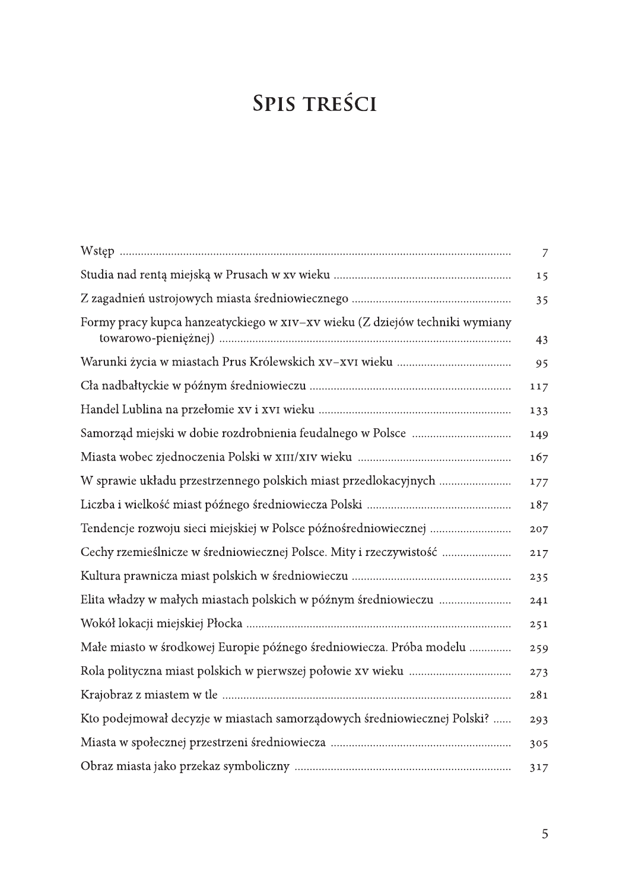# Spis treści

| | |
|---|---|
| Wstęp | 7 |
| Studia nad rentą miejską w Prusach w xv wieku | 15 |
| Z zagadnień ustrojowych miasta średniowiecznego | 35 |
| Formy pracy kupca hanzeatyckiego w xiv–xv wieku (Z dziejów techniki wymiany towarowo-pieniężnej) | 43 |
| Warunki życia w miastach Prus Królewskich xv–xvi wieku | 95 |
| Cła nadbałtyckie w późnym średniowieczu | 117 |
| Handel Lublina na przełomie xv i xvi wieku | 133 |
| Samorząd miejski w dobie rozdrobnienia feudalnego w Polsce | 149 |
| Miasta wobec zjednoczenia Polski w xiii/xiv wieku | 167 |
| W sprawie układu przestrzennego polskich miast przedlokacyjnych | 177 |
| Liczba i wielkość miast późnego średniowiecza Polski | 187 |
| Tendencje rozwoju sieci miejskiej w Polsce późnośredniowiecznej | 207 |
| Cechy rzemieślnicze w średniowiecznej Polsce. Mity i rzeczywistość | 217 |
| Kultura prawnicza miast polskich w średniowieczu | 235 |
| Elita władzy w małych miastach polskich w późnym średniowieczu | 241 |
| Wokół lokacji miejskiej Płocka | 251 |
| Małe miasto w środkowej Europie późnego średniowiecza. Próba modelu | 259 |
| Rola polityczna miast polskich w pierwszej połowie xv wieku | 273 |
| Krajobraz z miastem w tle | 281 |
| Kto podejmował decyzje w miastach samorządowych średniowiecznej Polski? | 293 |
| Miasta w społecznej przestrzeni średniowiecza | 305 |
| Obraz miasta jako przekaz symboliczny | 317 |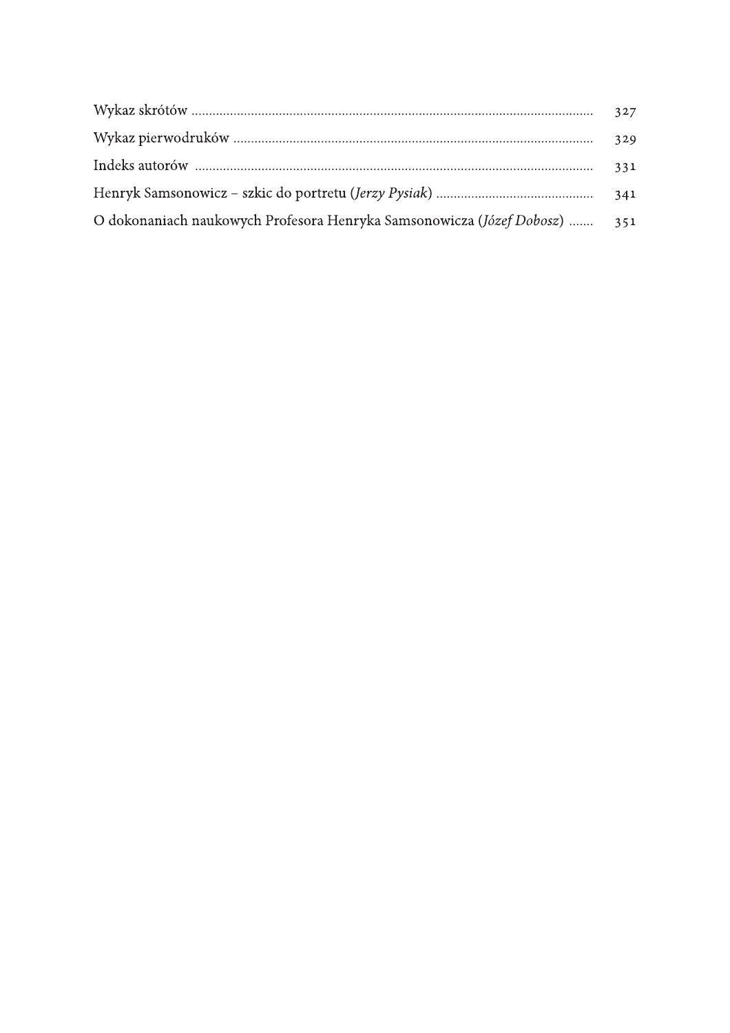Wykaz skrótów ........................................................................................................ 327

Wykaz pierwodruków ............................................................................................. 329

Indeks autorów ....................................................................................................... 331

Henryk Samsonowicz – szkic do portretu (*Jerzy Pysiak*) ............................................ 341

O dokonaniach naukowych Profesora Henryka Samsonowicza (*Józef Dobosz*) ....... 351